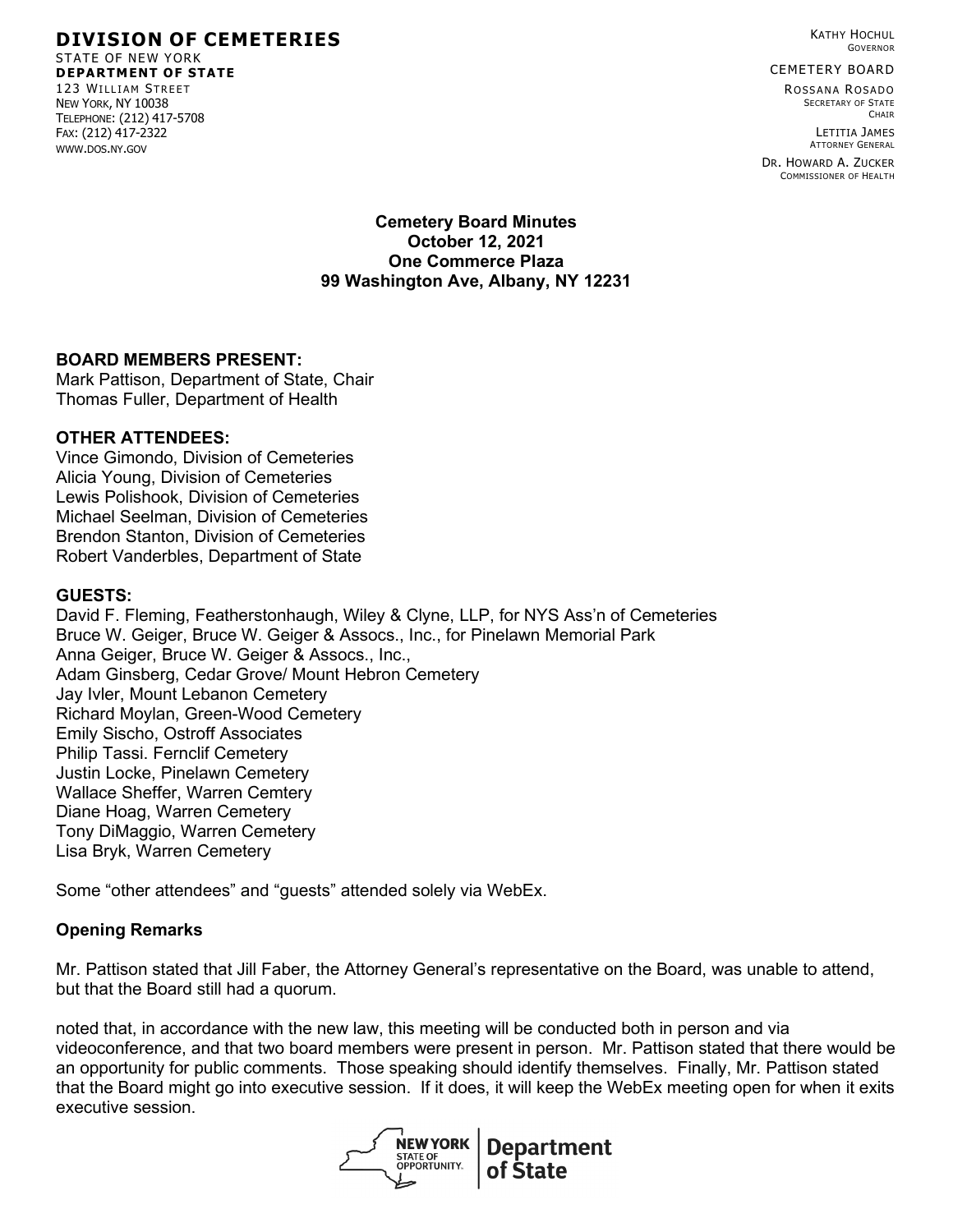**DIVISION OF CEMETERIES**
STATE OF NEW YORK
**DEPARTMENT OF STATE**
123 WILLIAM STREET
NEW YORK, NY 10038
TELEPHONE: (212) 417-5708
FAX: (212) 417-2322
WWW.DOS.NY.GOV

KATHY HOCHUL
GOVERNOR

CEMETERY BOARD

ROSSANA ROSADO
SECRETARY OF STATE
CHAIR

LETITIA JAMES
ATTORNEY GENERAL

DR. HOWARD A. ZUCKER
COMMISSIONER OF HEALTH

**Cemetery Board Minutes**
**October 12, 2021**
**One Commerce Plaza**
**99 Washington Ave, Albany, NY 12231**

**BOARD MEMBERS PRESENT:**
Mark Pattison, Department of State, Chair
Thomas Fuller, Department of Health

**OTHER ATTENDEES:**
Vince Gimondo, Division of Cemeteries
Alicia Young, Division of Cemeteries
Lewis Polishook, Division of Cemeteries
Michael Seelman, Division of Cemeteries
Brendon Stanton, Division of Cemeteries
Robert Vanderbles, Department of State

**GUESTS:**
David F. Fleming, Featherstonhaugh, Wiley & Clyne, LLP, for NYS Ass'n of Cemeteries
Bruce W. Geiger, Bruce W. Geiger & Assocs., Inc., for Pinelawn Memorial Park
Anna Geiger, Bruce W. Geiger & Assocs., Inc.,
Adam Ginsberg, Cedar Grove/ Mount Hebron Cemetery
Jay Ivler, Mount Lebanon Cemetery
Richard Moylan, Green-Wood Cemetery
Emily Sischo, Ostroff Associates
Philip Tassi. Fernclif Cemetery
Justin Locke, Pinelawn Cemetery
Wallace Sheffer, Warren Cemtery
Diane Hoag, Warren Cemetery
Tony DiMaggio, Warren Cemetery
Lisa Bryk, Warren Cemetery

Some "other attendees" and "guests" attended solely via WebEx.

**Opening Remarks**

Mr. Pattison stated that Jill Faber, the Attorney General's representative on the Board, was unable to attend, but that the Board still had a quorum.

noted that, in accordance with the new law, this meeting will be conducted both in person and via videoconference, and that two board members were present in person. Mr. Pattison stated that there would be an opportunity for public comments. Those speaking should identify themselves. Finally, Mr. Pattison stated that the Board might go into executive session. If it does, it will keep the WebEx meeting open for when it exits executive session.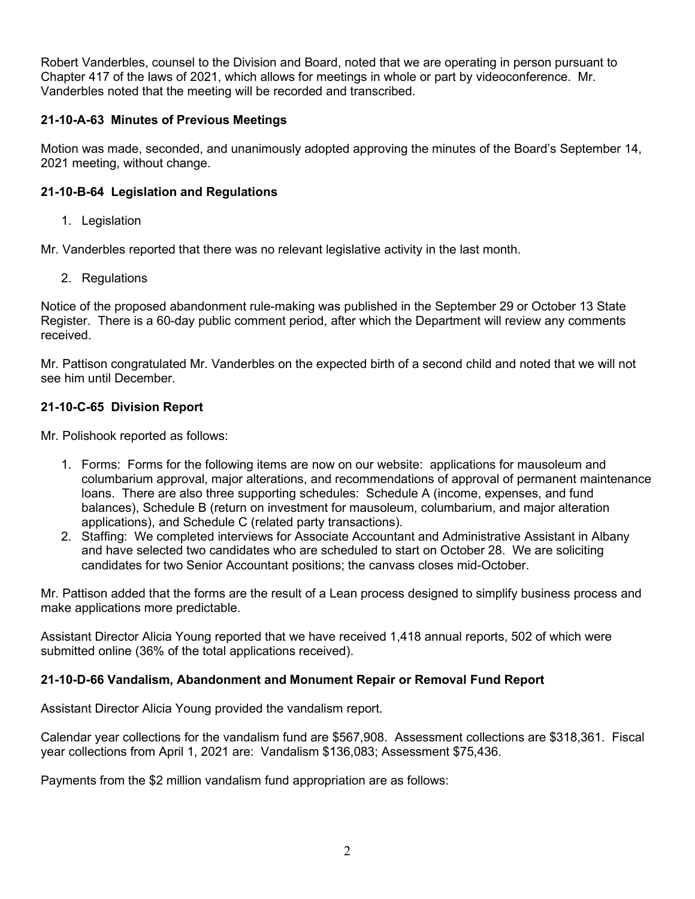Robert Vanderbles, counsel to the Division and Board, noted that we are operating in person pursuant to Chapter 417 of the laws of 2021, which allows for meetings in whole or part by videoconference. Mr. Vanderbles noted that the meeting will be recorded and transcribed.

### 21-10-A-63 Minutes of Previous Meetings

Motion was made, seconded, and unanimously adopted approving the minutes of the Board's September 14, 2021 meeting, without change.

### 21-10-B-64 Legislation and Regulations

1. Legislation

Mr. Vanderbles reported that there was no relevant legislative activity in the last month.

2. Regulations

Notice of the proposed abandonment rule-making was published in the September 29 or October 13 State Register. There is a 60-day public comment period, after which the Department will review any comments received.

Mr. Pattison congratulated Mr. Vanderbles on the expected birth of a second child and noted that we will not see him until December.

### 21-10-C-65 Division Report

Mr. Polishook reported as follows:

1. Forms: Forms for the following items are now on our website: applications for mausoleum and columbarium approval, major alterations, and recommendations of approval of permanent maintenance loans. There are also three supporting schedules: Schedule A (income, expenses, and fund balances), Schedule B (return on investment for mausoleum, columbarium, and major alteration applications), and Schedule C (related party transactions).
2. Staffing: We completed interviews for Associate Accountant and Administrative Assistant in Albany and have selected two candidates who are scheduled to start on October 28. We are soliciting candidates for two Senior Accountant positions; the canvass closes mid-October.

Mr. Pattison added that the forms are the result of a Lean process designed to simplify business process and make applications more predictable.

Assistant Director Alicia Young reported that we have received 1,418 annual reports, 502 of which were submitted online (36% of the total applications received).

### 21-10-D-66 Vandalism, Abandonment and Monument Repair or Removal Fund Report

Assistant Director Alicia Young provided the vandalism report.

Calendar year collections for the vandalism fund are $567,908. Assessment collections are $318,361. Fiscal year collections from April 1, 2021 are: Vandalism $136,083; Assessment $75,436.

Payments from the $2 million vandalism fund appropriation are as follows: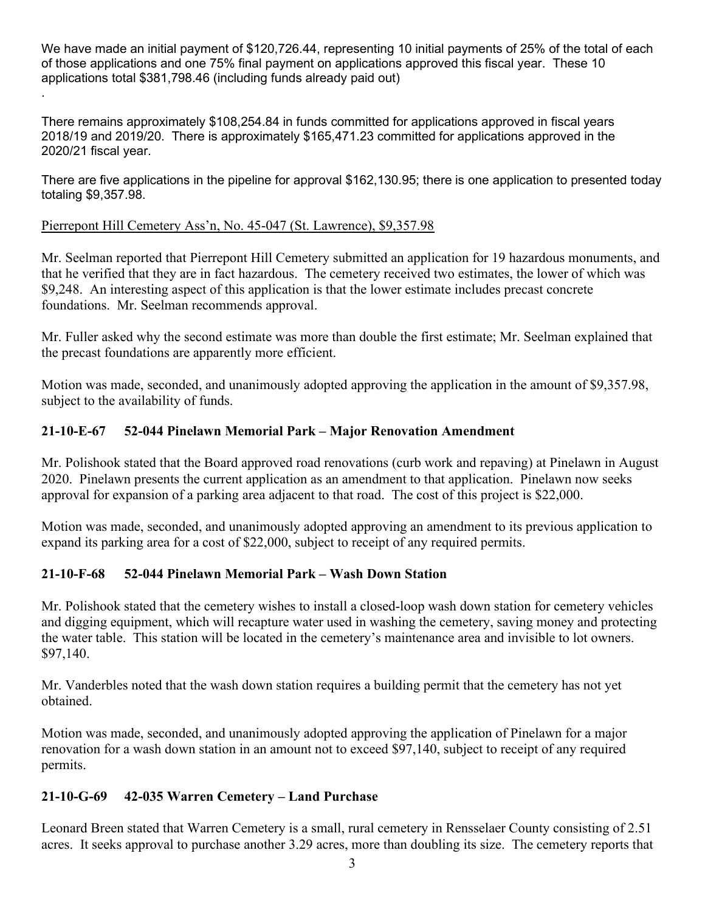We have made an initial payment of $120,726.44, representing 10 initial payments of 25% of the total of each of those applications and one 75% final payment on applications approved this fiscal year. These 10 applications total $381,798.46 (including funds already paid out)

.

There remains approximately $108,254.84 in funds committed for applications approved in fiscal years 2018/19 and 2019/20. There is approximately $165,471.23 committed for applications approved in the 2020/21 fiscal year.

There are five applications in the pipeline for approval $162,130.95; there is one application to presented today totaling $9,357.98.

Pierrepont Hill Cemetery Ass'n, No. 45-047 (St. Lawrence), $9,357.98

Mr. Seelman reported that Pierrepont Hill Cemetery submitted an application for 19 hazardous monuments, and that he verified that they are in fact hazardous. The cemetery received two estimates, the lower of which was $9,248. An interesting aspect of this application is that the lower estimate includes precast concrete foundations. Mr. Seelman recommends approval.

Mr. Fuller asked why the second estimate was more than double the first estimate; Mr. Seelman explained that the precast foundations are apparently more efficient.

Motion was made, seconded, and unanimously adopted approving the application in the amount of $9,357.98, subject to the availability of funds.

**21-10-E-67 52-044 Pinelawn Memorial Park – Major Renovation Amendment**

Mr. Polishook stated that the Board approved road renovations (curb work and repaving) at Pinelawn in August 2020. Pinelawn presents the current application as an amendment to that application. Pinelawn now seeks approval for expansion of a parking area adjacent to that road. The cost of this project is $22,000.

Motion was made, seconded, and unanimously adopted approving an amendment to its previous application to expand its parking area for a cost of $22,000, subject to receipt of any required permits.

**21-10-F-68 52-044 Pinelawn Memorial Park – Wash Down Station**

Mr. Polishook stated that the cemetery wishes to install a closed-loop wash down station for cemetery vehicles and digging equipment, which will recapture water used in washing the cemetery, saving money and protecting the water table. This station will be located in the cemetery's maintenance area and invisible to lot owners. $97,140.

Mr. Vanderbles noted that the wash down station requires a building permit that the cemetery has not yet obtained.

Motion was made, seconded, and unanimously adopted approving the application of Pinelawn for a major renovation for a wash down station in an amount not to exceed $97,140, subject to receipt of any required permits.

**21-10-G-69 42-035 Warren Cemetery – Land Purchase**

Leonard Breen stated that Warren Cemetery is a small, rural cemetery in Rensselaer County consisting of 2.51 acres. It seeks approval to purchase another 3.29 acres, more than doubling its size. The cemetery reports that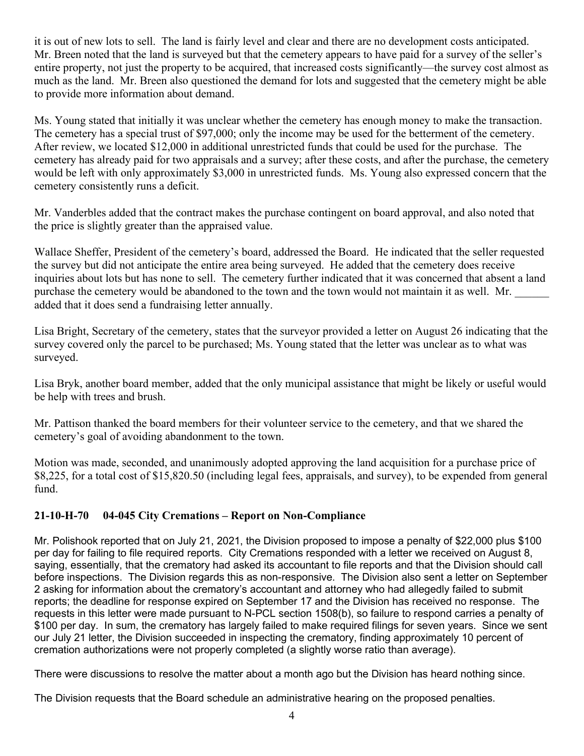it is out of new lots to sell. The land is fairly level and clear and there are no development costs anticipated. Mr. Breen noted that the land is surveyed but that the cemetery appears to have paid for a survey of the seller's entire property, not just the property to be acquired, that increased costs significantly—the survey cost almost as much as the land. Mr. Breen also questioned the demand for lots and suggested that the cemetery might be able to provide more information about demand.

Ms. Young stated that initially it was unclear whether the cemetery has enough money to make the transaction. The cemetery has a special trust of $97,000; only the income may be used for the betterment of the cemetery. After review, we located $12,000 in additional unrestricted funds that could be used for the purchase. The cemetery has already paid for two appraisals and a survey; after these costs, and after the purchase, the cemetery would be left with only approximately $3,000 in unrestricted funds. Ms. Young also expressed concern that the cemetery consistently runs a deficit.

Mr. Vanderbles added that the contract makes the purchase contingent on board approval, and also noted that the price is slightly greater than the appraised value.

Wallace Sheffer, President of the cemetery's board, addressed the Board. He indicated that the seller requested the survey but did not anticipate the entire area being surveyed. He added that the cemetery does receive inquiries about lots but has none to sell. The cemetery further indicated that it was concerned that absent a land purchase the cemetery would be abandoned to the town and the town would not maintain it as well. Mr. ______ added that it does send a fundraising letter annually.

Lisa Bright, Secretary of the cemetery, states that the surveyor provided a letter on August 26 indicating that the survey covered only the parcel to be purchased; Ms. Young stated that the letter was unclear as to what was surveyed.

Lisa Bryk, another board member, added that the only municipal assistance that might be likely or useful would be help with trees and brush.

Mr. Pattison thanked the board members for their volunteer service to the cemetery, and that we shared the cemetery's goal of avoiding abandonment to the town.

Motion was made, seconded, and unanimously adopted approving the land acquisition for a purchase price of $8,225, for a total cost of $15,820.50 (including legal fees, appraisals, and survey), to be expended from general fund.

**21-10-H-70 04-045 City Cremations – Report on Non-Compliance**

Mr. Polishook reported that on July 21, 2021, the Division proposed to impose a penalty of $22,000 plus $100 per day for failing to file required reports. City Cremations responded with a letter we received on August 8, saying, essentially, that the crematory had asked its accountant to file reports and that the Division should call before inspections. The Division regards this as non-responsive. The Division also sent a letter on September 2 asking for information about the crematory's accountant and attorney who had allegedly failed to submit reports; the deadline for response expired on September 17 and the Division has received no response. The requests in this letter were made pursuant to N-PCL section 1508(b), so failure to respond carries a penalty of $100 per day. In sum, the crematory has largely failed to make required filings for seven years. Since we sent our July 21 letter, the Division succeeded in inspecting the crematory, finding approximately 10 percent of cremation authorizations were not properly completed (a slightly worse ratio than average).

There were discussions to resolve the matter about a month ago but the Division has heard nothing since.

The Division requests that the Board schedule an administrative hearing on the proposed penalties.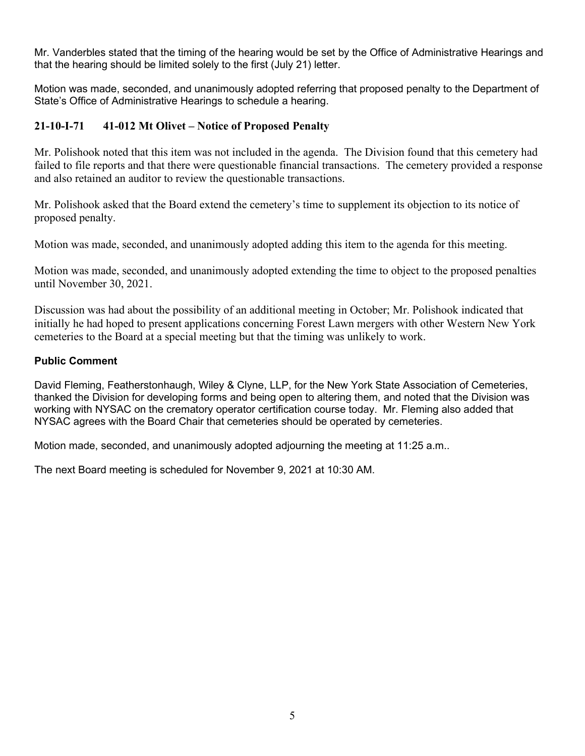Mr. Vanderbles stated that the timing of the hearing would be set by the Office of Administrative Hearings and that the hearing should be limited solely to the first (July 21) letter.

Motion was made, seconded, and unanimously adopted referring that proposed penalty to the Department of State's Office of Administrative Hearings to schedule a hearing.

### 21-10-I-71 41-012 Mt Olivet – Notice of Proposed Penalty

Mr. Polishook noted that this item was not included in the agenda. The Division found that this cemetery had failed to file reports and that there were questionable financial transactions. The cemetery provided a response and also retained an auditor to review the questionable transactions.

Mr. Polishook asked that the Board extend the cemetery's time to supplement its objection to its notice of proposed penalty.

Motion was made, seconded, and unanimously adopted adding this item to the agenda for this meeting.

Motion was made, seconded, and unanimously adopted extending the time to object to the proposed penalties until November 30, 2021.

Discussion was had about the possibility of an additional meeting in October; Mr. Polishook indicated that initially he had hoped to present applications concerning Forest Lawn mergers with other Western New York cemeteries to the Board at a special meeting but that the timing was unlikely to work.

### Public Comment

David Fleming, Featherstonhaugh, Wiley & Clyne, LLP, for the New York State Association of Cemeteries, thanked the Division for developing forms and being open to altering them, and noted that the Division was working with NYSAC on the crematory operator certification course today. Mr. Fleming also added that NYSAC agrees with the Board Chair that cemeteries should be operated by cemeteries.

Motion made, seconded, and unanimously adopted adjourning the meeting at 11:25 a.m..

The next Board meeting is scheduled for November 9, 2021 at 10:30 AM.